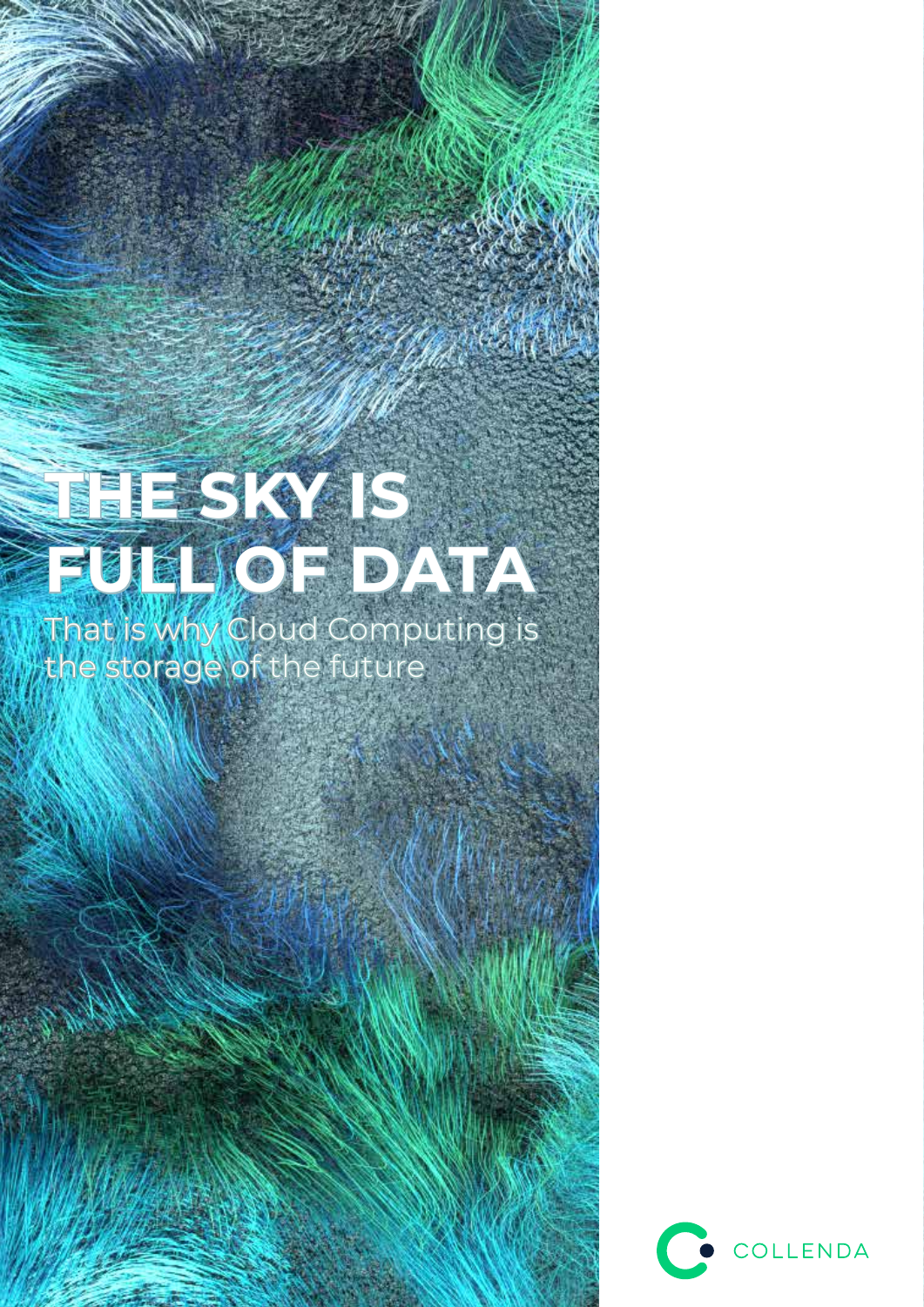# THE SKY IS FULL OF DATA

That is why Cloud Computing is the storage of the future

COLLENDA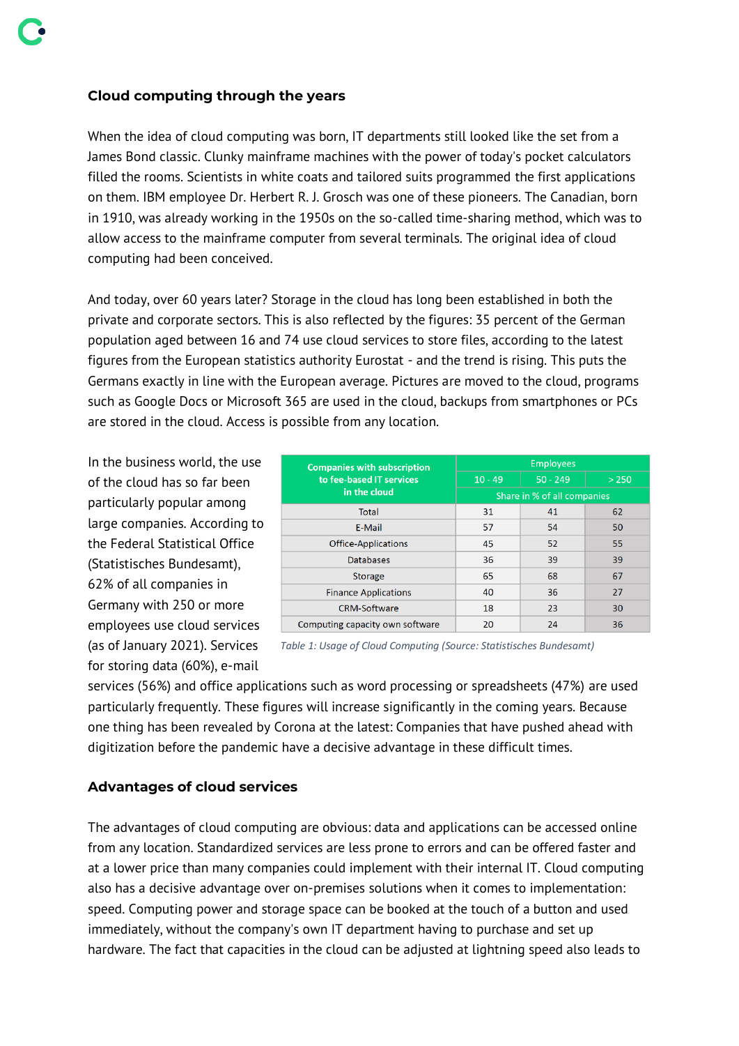## Cloud computing through the years

When the idea of cloud computing was born, IT departments still looked like the set from a James Bond classic. Clunky mainframe machines with the power of today's pocket calculators filled the rooms. Scientists in white coats and tailored suits programmed the first applications on them. IBM employee Dr. Herbert R. J. Grosch was one of these pioneers. The Canadian, born in 1910, was already working in the 1950s on the so-called time-sharing method, which was to allow access to the mainframe computer from several terminals. The original idea of cloud computing had been conceived.

And today, over 60 years later? Storage in the cloud has long been established in both the private and corporate sectors. This is also reflected by the figures: 35 percent of the German population aged between 16 and 74 use cloud services to store files, according to the latest figures from the European statistics authority Eurostat - and the trend is rising. This puts the Germans exactly in line with the European average. Pictures are moved to the cloud, programs such as Google Docs or Microsoft 365 are used in the cloud, backups from smartphones or PCs are stored in the cloud. Access is possible from any location.

In the business world, the use of the cloud has so far been particularly popular among large companies. According to the Federal Statistical Office (Statistisches Bundesamt), 62% of all companies in Germany with 250 or more employees use cloud services (as of January 2021). Services for storing data (60%), e-mail services (56%) and office applications such as word processing or spreadsheets (47%) are used particularly frequently. These figures will increase significantly in the coming years. Because one thing has been revealed by Corona at the latest: Companies that have pushed ahead with digitization before the pandemic have a decisive advantage in these difficult times.

| Companies with subscription to fee-based IT services in the cloud | Employees | | |
|---|---|---|---|
| | 10 - 49 | 50 - 249 | > 250 |
| | Share in % of all companies | | |
| Total | 31 | 41 | 62 |
| E-Mail | 57 | 54 | 50 |
| Office-Applications | 45 | 52 | 55 |
| Databases | 36 | 39 | 39 |
| Storage | 65 | 68 | 67 |
| Finance Applications | 40 | 36 | 27 |
| CRM-Software | 18 | 23 | 30 |
| Computing capacity own software | 20 | 24 | 36 |

*Table 1: Usage of Cloud Computing (Source: Statistisches Bundesamt)*

## Advantages of cloud services

The advantages of cloud computing are obvious: data and applications can be accessed online from any location. Standardized services are less prone to errors and can be offered faster and at a lower price than many companies could implement with their internal IT. Cloud computing also has a decisive advantage over on-premises solutions when it comes to implementation: speed. Computing power and storage space can be booked at the touch of a button and used immediately, without the company's own IT department having to purchase and set up hardware. The fact that capacities in the cloud can be adjusted at lightning speed also leads to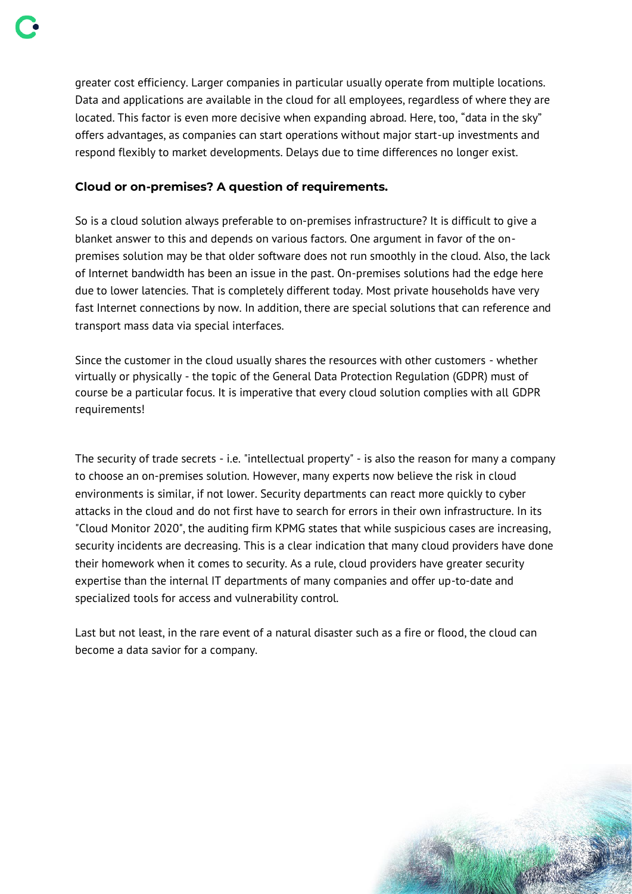greater cost efficiency. Larger companies in particular usually operate from multiple locations. Data and applications are available in the cloud for all employees, regardless of where they are located. This factor is even more decisive when expanding abroad. Here, too, "data in the sky" offers advantages, as companies can start operations without major start-up investments and respond flexibly to market developments. Delays due to time differences no longer exist.

## Cloud or on-premises? A question of requirements.

So is a cloud solution always preferable to on-premises infrastructure? It is difficult to give a blanket answer to this and depends on various factors. One argument in favor of the on-premises solution may be that older software does not run smoothly in the cloud. Also, the lack of Internet bandwidth has been an issue in the past. On-premises solutions had the edge here due to lower latencies. That is completely different today. Most private households have very fast Internet connections by now. In addition, there are special solutions that can reference and transport mass data via special interfaces.

Since the customer in the cloud usually shares the resources with other customers - whether virtually or physically - the topic of the General Data Protection Regulation (GDPR) must of course be a particular focus. It is imperative that every cloud solution complies with all GDPR requirements!

The security of trade secrets - i.e. "intellectual property" - is also the reason for many a company to choose an on-premises solution. However, many experts now believe the risk in cloud environments is similar, if not lower. Security departments can react more quickly to cyber attacks in the cloud and do not first have to search for errors in their own infrastructure. In its "Cloud Monitor 2020", the auditing firm KPMG states that while suspicious cases are increasing, security incidents are decreasing. This is a clear indication that many cloud providers have done their homework when it comes to security. As a rule, cloud providers have greater security expertise than the internal IT departments of many companies and offer up-to-date and specialized tools for access and vulnerability control.

Last but not least, in the rare event of a natural disaster such as a fire or flood, the cloud can become a data savior for a company.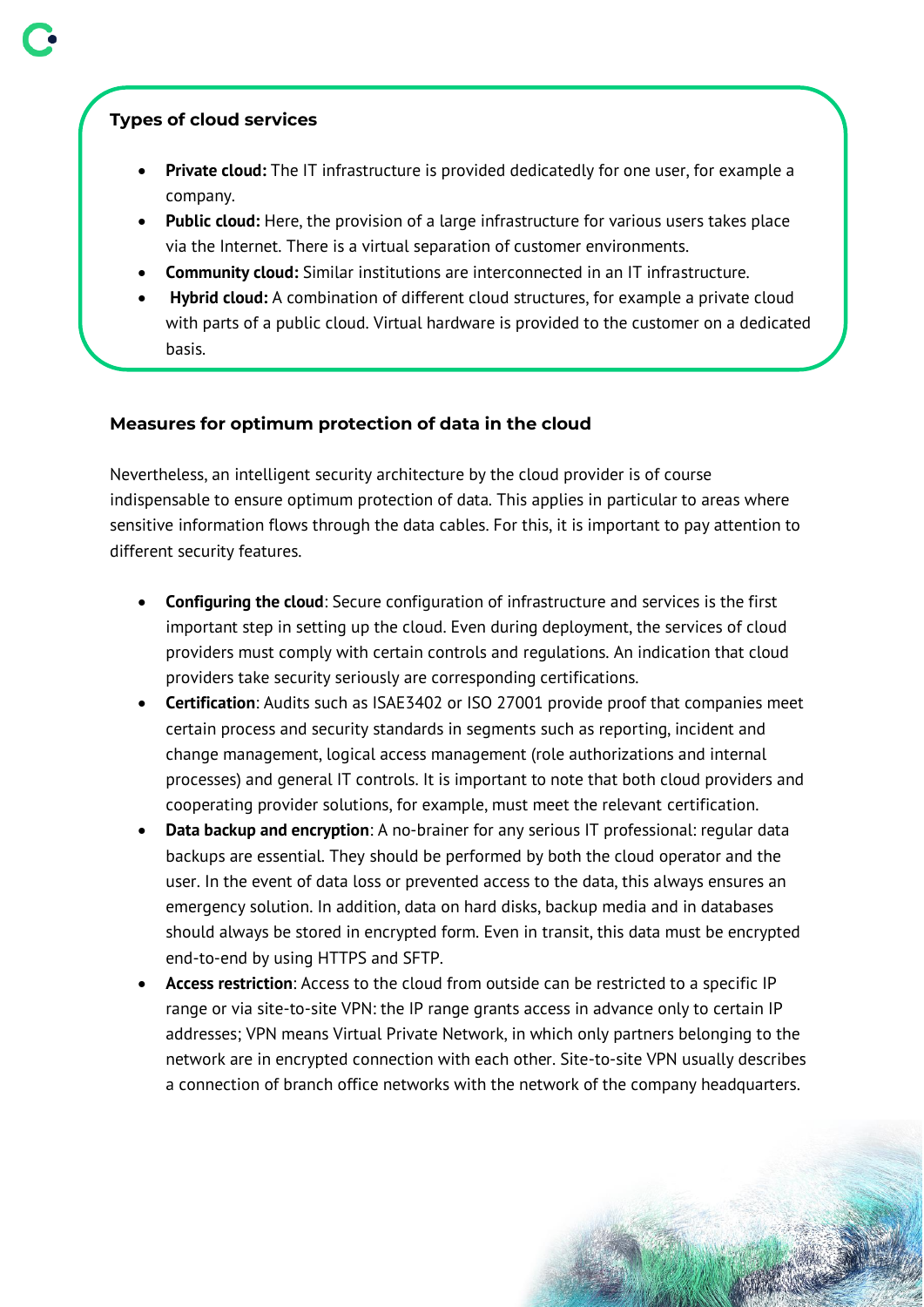### Types of cloud services

- **Private cloud:** The IT infrastructure is provided dedicatedly for one user, for example a company.
- **Public cloud:** Here, the provision of a large infrastructure for various users takes place via the Internet. There is a virtual separation of customer environments.
- **Community cloud:** Similar institutions are interconnected in an IT infrastructure.
- **Hybrid cloud:** A combination of different cloud structures, for example a private cloud with parts of a public cloud. Virtual hardware is provided to the customer on a dedicated basis.

### Measures for optimum protection of data in the cloud

Nevertheless, an intelligent security architecture by the cloud provider is of course indispensable to ensure optimum protection of data. This applies in particular to areas where sensitive information flows through the data cables. For this, it is important to pay attention to different security features.

- **Configuring the cloud**: Secure configuration of infrastructure and services is the first important step in setting up the cloud. Even during deployment, the services of cloud providers must comply with certain controls and regulations. An indication that cloud providers take security seriously are corresponding certifications.
- **Certification**: Audits such as ISAE3402 or ISO 27001 provide proof that companies meet certain process and security standards in segments such as reporting, incident and change management, logical access management (role authorizations and internal processes) and general IT controls. It is important to note that both cloud providers and cooperating provider solutions, for example, must meet the relevant certification.
- **Data backup and encryption**: A no-brainer for any serious IT professional: regular data backups are essential. They should be performed by both the cloud operator and the user. In the event of data loss or prevented access to the data, this always ensures an emergency solution. In addition, data on hard disks, backup media and in databases should always be stored in encrypted form. Even in transit, this data must be encrypted end-to-end by using HTTPS and SFTP.
- **Access restriction**: Access to the cloud from outside can be restricted to a specific IP range or via site-to-site VPN: the IP range grants access in advance only to certain IP addresses; VPN means Virtual Private Network, in which only partners belonging to the network are in encrypted connection with each other. Site-to-site VPN usually describes a connection of branch office networks with the network of the company headquarters.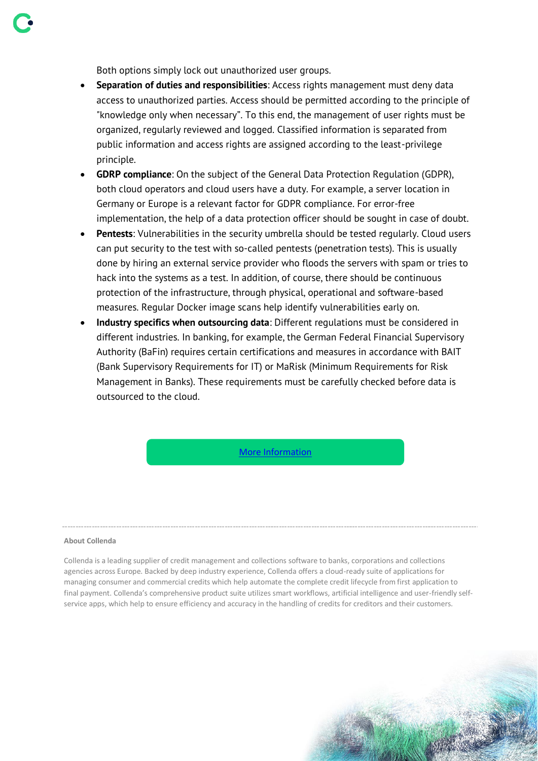Both options simply lock out unauthorized user groups.

- **Separation of duties and responsibilities**: Access rights management must deny data access to unauthorized parties. Access should be permitted according to the principle of "knowledge only when necessary". To this end, the management of user rights must be organized, regularly reviewed and logged. Classified information is separated from public information and access rights are assigned according to the least-privilege principle.
- **GDRP compliance**: On the subject of the General Data Protection Regulation (GDPR), both cloud operators and cloud users have a duty. For example, a server location in Germany or Europe is a relevant factor for GDPR compliance. For error-free implementation, the help of a data protection officer should be sought in case of doubt.
- **Pentests**: Vulnerabilities in the security umbrella should be tested regularly. Cloud users can put security to the test with so-called pentests (penetration tests). This is usually done by hiring an external service provider who floods the servers with spam or tries to hack into the systems as a test. In addition, of course, there should be continuous protection of the infrastructure, through physical, operational and software-based measures. Regular Docker image scans help identify vulnerabilities early on.
- **Industry specifics when outsourcing data**: Different regulations must be considered in different industries. In banking, for example, the German Federal Financial Supervisory Authority (BaFin) requires certain certifications and measures in accordance with BAIT (Bank Supervisory Requirements for IT) or MaRisk (Minimum Requirements for Risk Management in Banks). These requirements must be carefully checked before data is outsourced to the cloud.

More Information

---

**About Collenda**

Collenda is a leading supplier of credit management and collections software to banks, corporations and collections agencies across Europe. Backed by deep industry experience, Collenda offers a cloud-ready suite of applications for managing consumer and commercial credits which help automate the complete credit lifecycle from first application to final payment. Collenda's comprehensive product suite utilizes smart workflows, artificial intelligence and user-friendly self-service apps, which help to ensure efficiency and accuracy in the handling of credits for creditors and their customers.